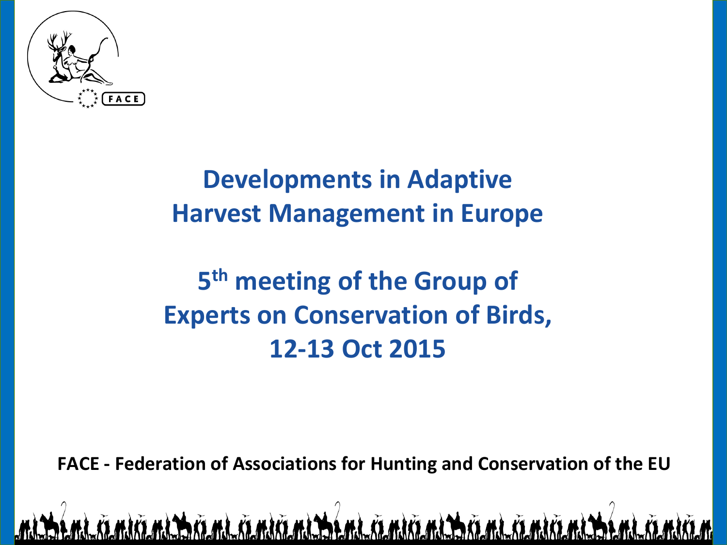# Developments in Adaptive Harvest Management in Europe

## 5th meeting of the Group of Experts on Conservation of Birds, 12-13 Oct 2015

**FACE - Federation of Associations for Hunting and Conservation of the EU**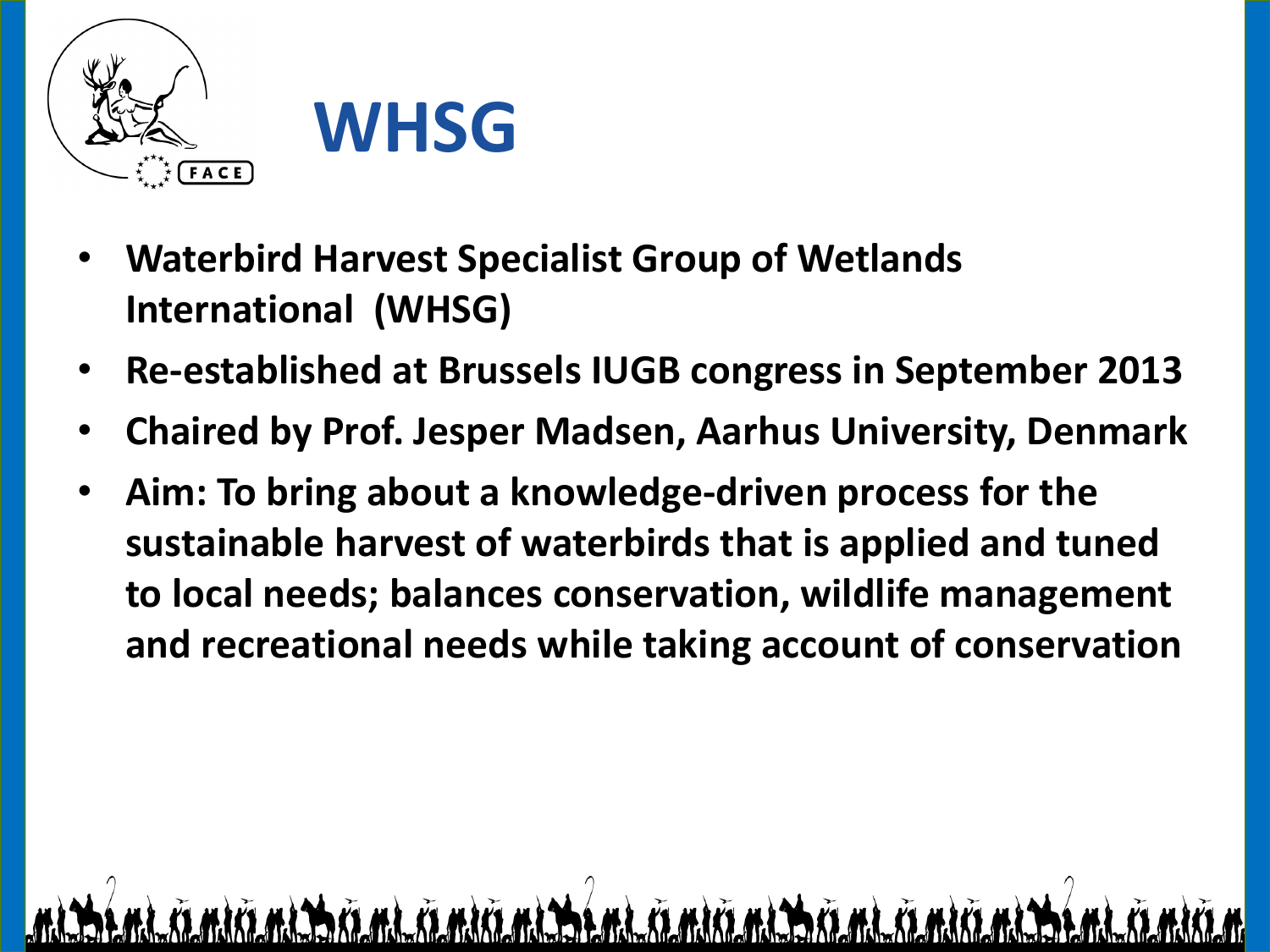# WHSG

- **Waterbird Harvest Specialist Group of Wetlands International (WHSG)**
- **Re-established at Brussels IUGB congress in September 2013**
- **Chaired by Prof. Jesper Madsen, Aarhus University, Denmark**
- **Aim: To bring about a knowledge-driven process for the sustainable harvest of waterbirds that is applied and tuned to local needs; balances conservation, wildlife management and recreational needs while taking account of conservation**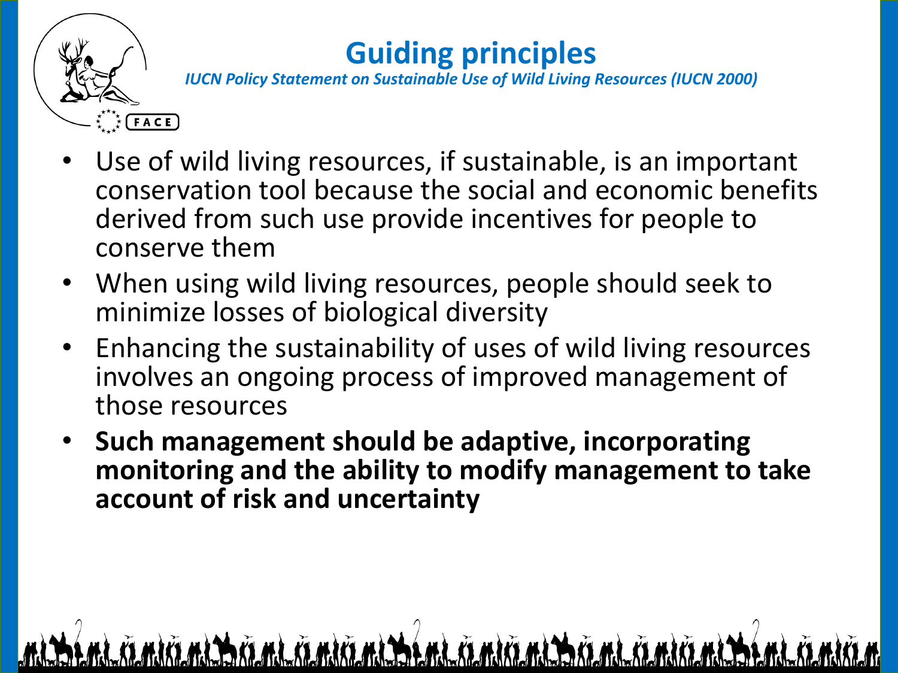# Guiding principles

*IUCN Policy Statement on Sustainable Use of Wild Living Resources (IUCN 2000)*

- Use of wild living resources, if sustainable, is an important conservation tool because the social and economic benefits derived from such use provide incentives for people to conserve them
- When using wild living resources, people should seek to minimize losses of biological diversity
- Enhancing the sustainability of uses of wild living resources involves an ongoing process of improved management of those resources
- **Such management should be adaptive, incorporating monitoring and the ability to modify management to take account of risk and uncertainty**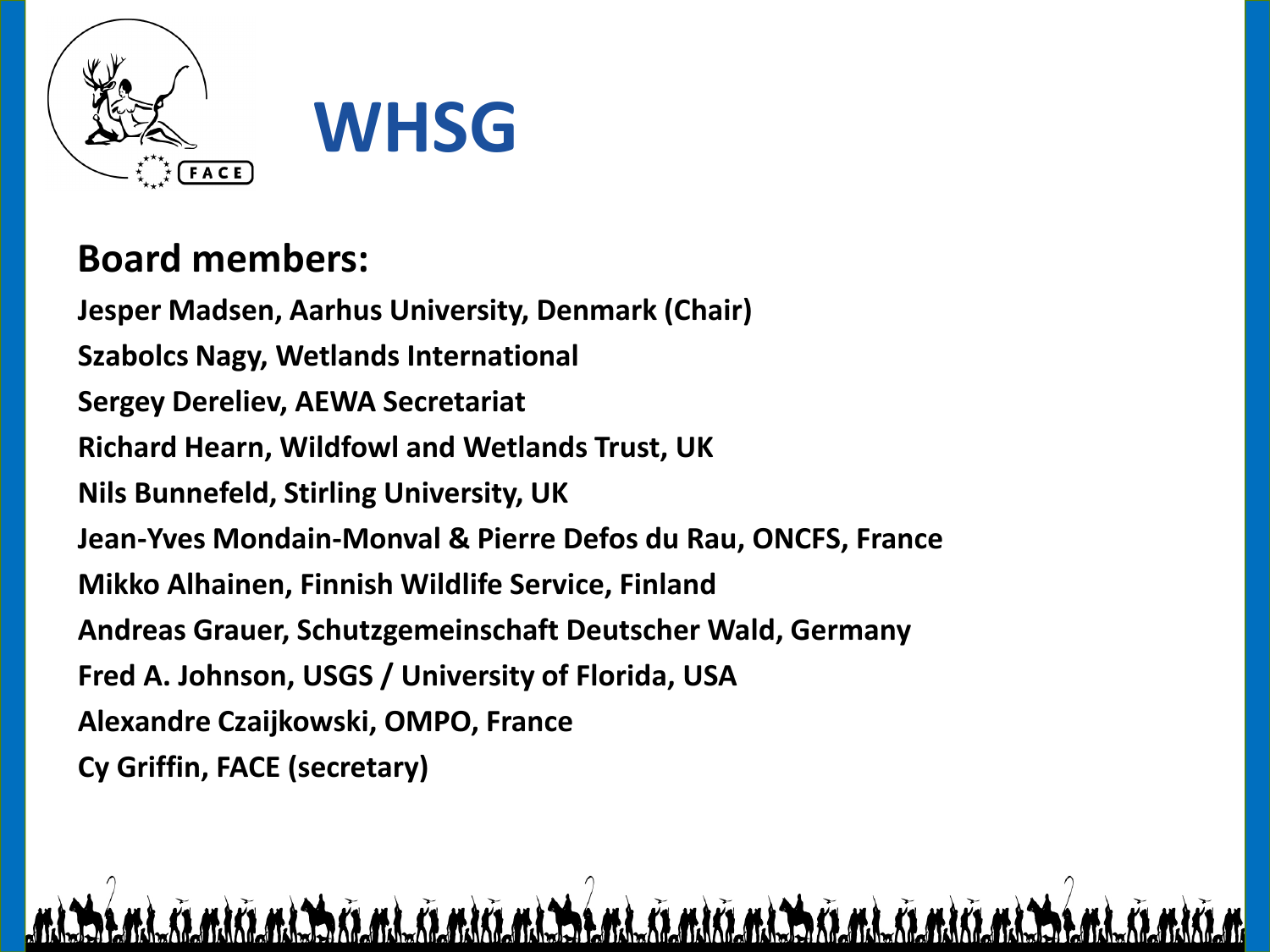# WHSG

## Board members:

**Jesper Madsen, Aarhus University, Denmark (Chair)**
**Szabolcs Nagy, Wetlands International**
**Sergey Dereliev, AEWA Secretariat**
**Richard Hearn, Wildfowl and Wetlands Trust, UK**
**Nils Bunnefeld, Stirling University, UK**
**Jean-Yves Mondain-Monval & Pierre Defos du Rau, ONCFS, France**
**Mikko Alhainen, Finnish Wildlife Service, Finland**
**Andreas Grauer, Schutzgemeinschaft Deutscher Wald, Germany**
**Fred A. Johnson, USGS / University of Florida, USA**
**Alexandre Czaijkowski, OMPO, France**
**Cy Griffin, FACE (secretary)**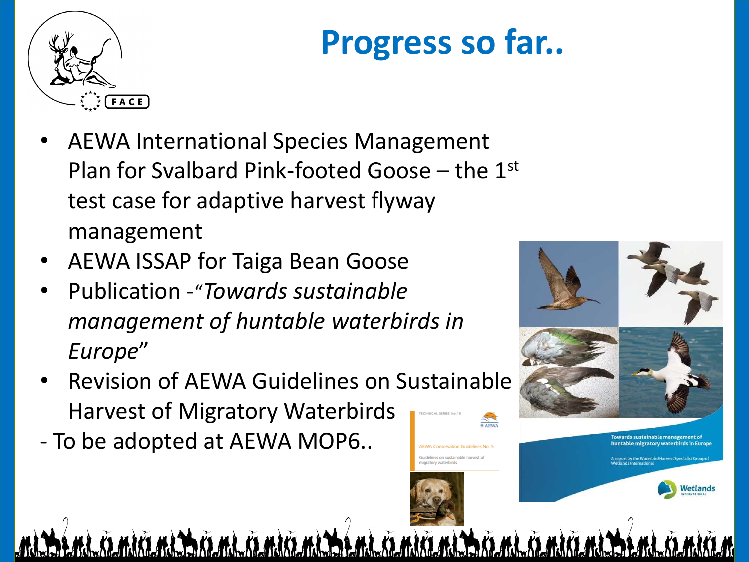# Progress so far..

- AEWA International Species Management Plan for Svalbard Pink-footed Goose – the 1st test case for adaptive harvest flyway management
- AEWA ISSAP for Taiga Bean Goose
- Publication -"*Towards sustainable management of huntable waterbirds in Europe*"
- Revision of AEWA Guidelines on Sustainable Harvest of Migratory Waterbirds

- To be adopted at AEWA MOP6..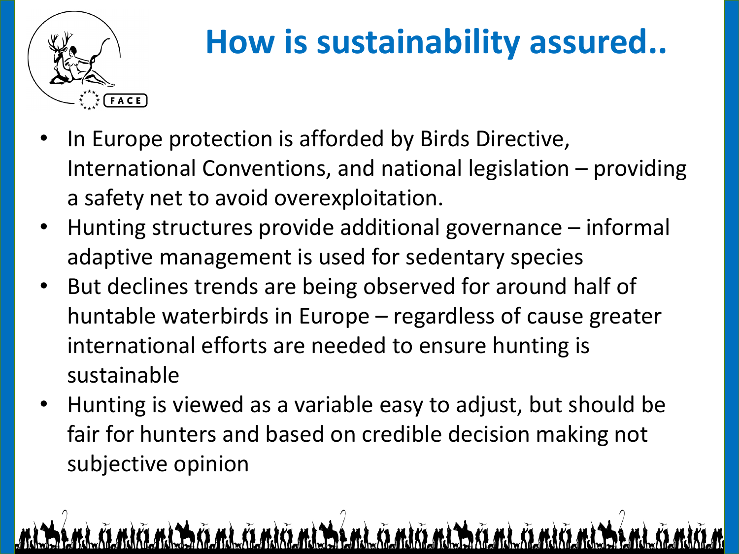# How is sustainability assured..

- In Europe protection is afforded by Birds Directive, International Conventions, and national legislation – providing a safety net to avoid overexploitation.
- Hunting structures provide additional governance – informal adaptive management is used for sedentary species
- But declines trends are being observed for around half of huntable waterbirds in Europe – regardless of cause greater international efforts are needed to ensure hunting is sustainable
- Hunting is viewed as a variable easy to adjust, but should be fair for hunters and based on credible decision making not subjective opinion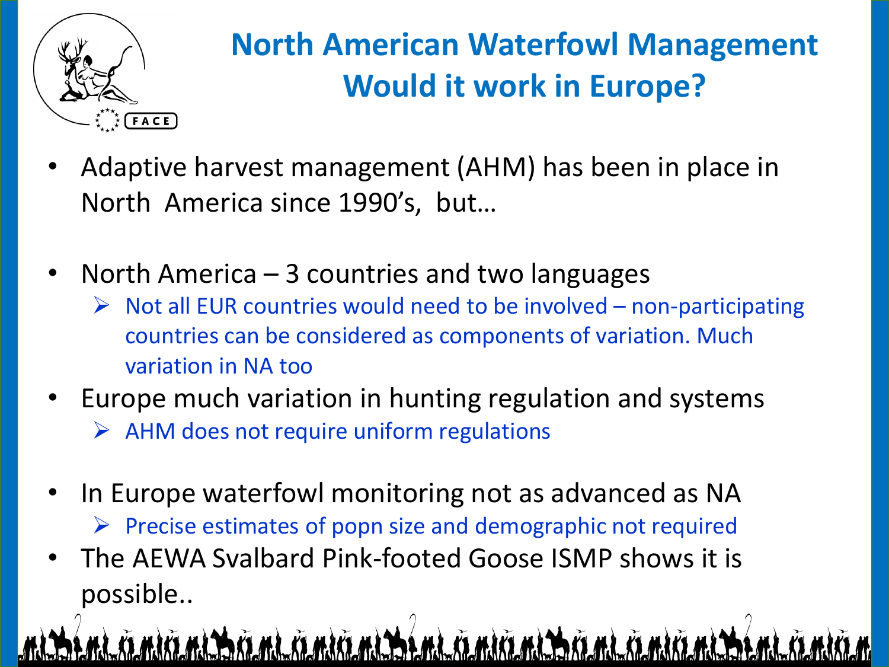# North American Waterfowl Management Would it work in Europe?

- Adaptive harvest management (AHM) has been in place in North America since 1990's, but…
- North America – 3 countries and two languages
  - Not all EUR countries would need to be involved – non-participating countries can be considered as components of variation. Much variation in NA too
- Europe much variation in hunting regulation and systems
  - AHM does not require uniform regulations
- In Europe waterfowl monitoring not as advanced as NA
  - Precise estimates of popn size and demographic not required
- The AEWA Svalbard Pink-footed Goose ISMP shows it is possible..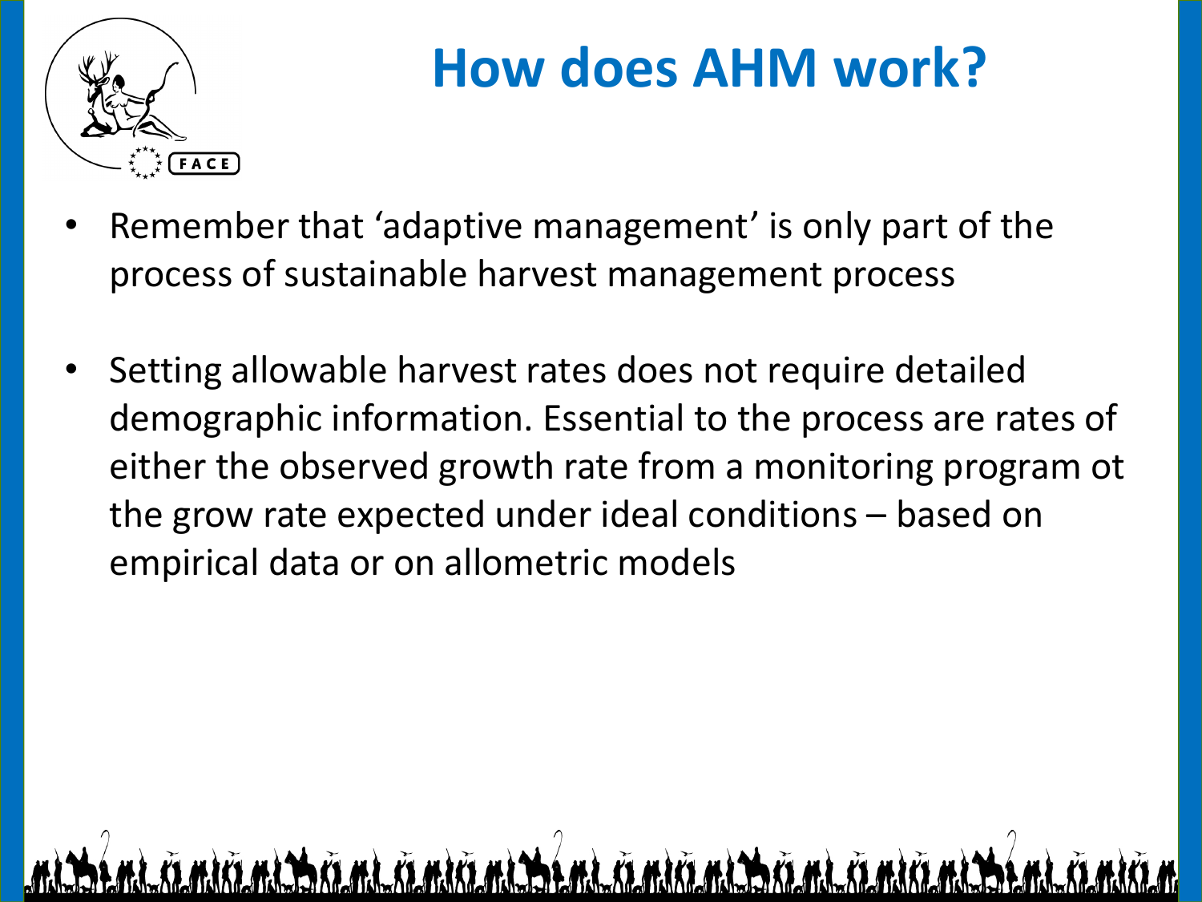# How does AHM work?

- Remember that 'adaptive management' is only part of the process of sustainable harvest management process
- Setting allowable harvest rates does not require detailed demographic information. Essential to the process are rates of either the observed growth rate from a monitoring program ot the grow rate expected under ideal conditions – based on empirical data or on allometric models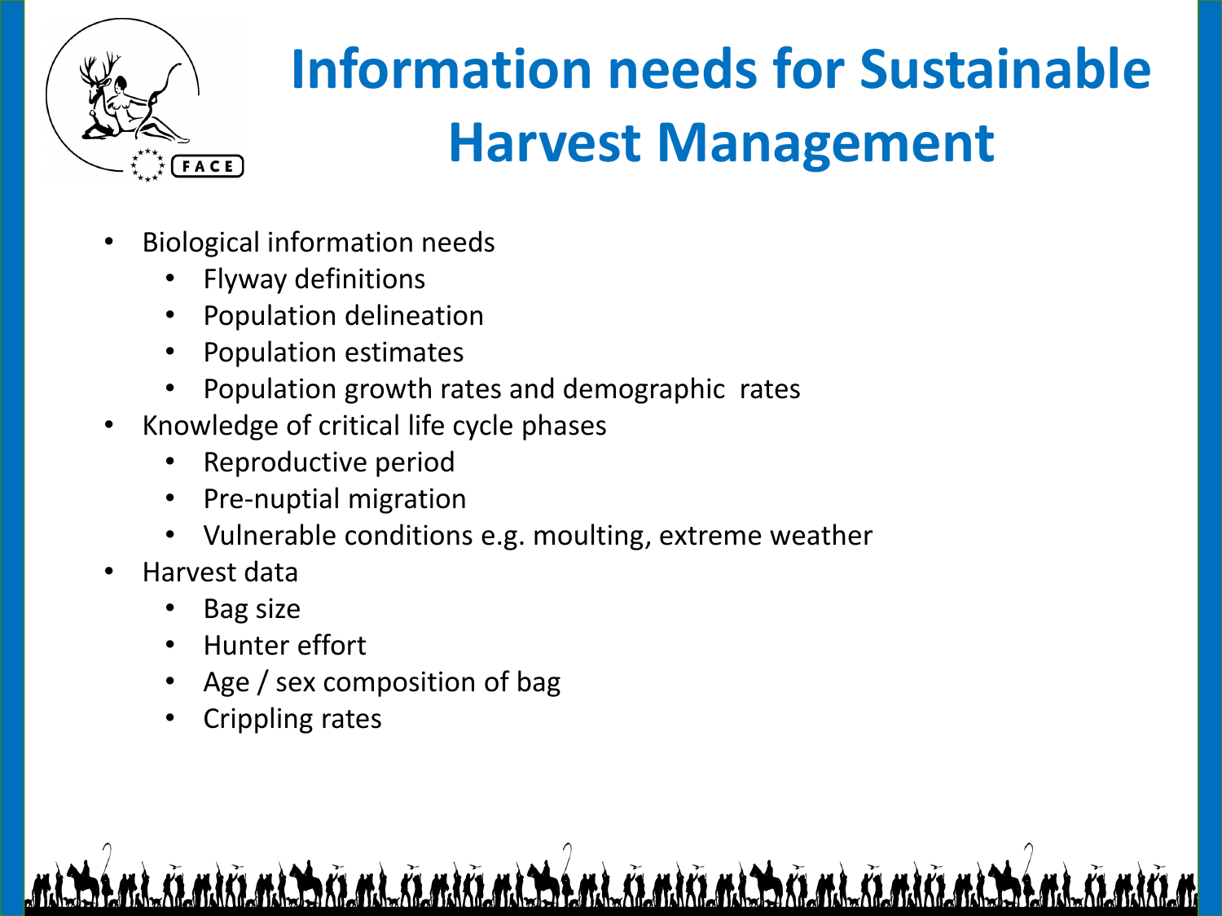# Information needs for Sustainable Harvest Management

- Biological information needs
  - Flyway definitions
  - Population delineation
  - Population estimates
  - Population growth rates and demographic rates
- Knowledge of critical life cycle phases
  - Reproductive period
  - Pre-nuptial migration
  - Vulnerable conditions e.g. moulting, extreme weather
- Harvest data
  - Bag size
  - Hunter effort
  - Age / sex composition of bag
  - Crippling rates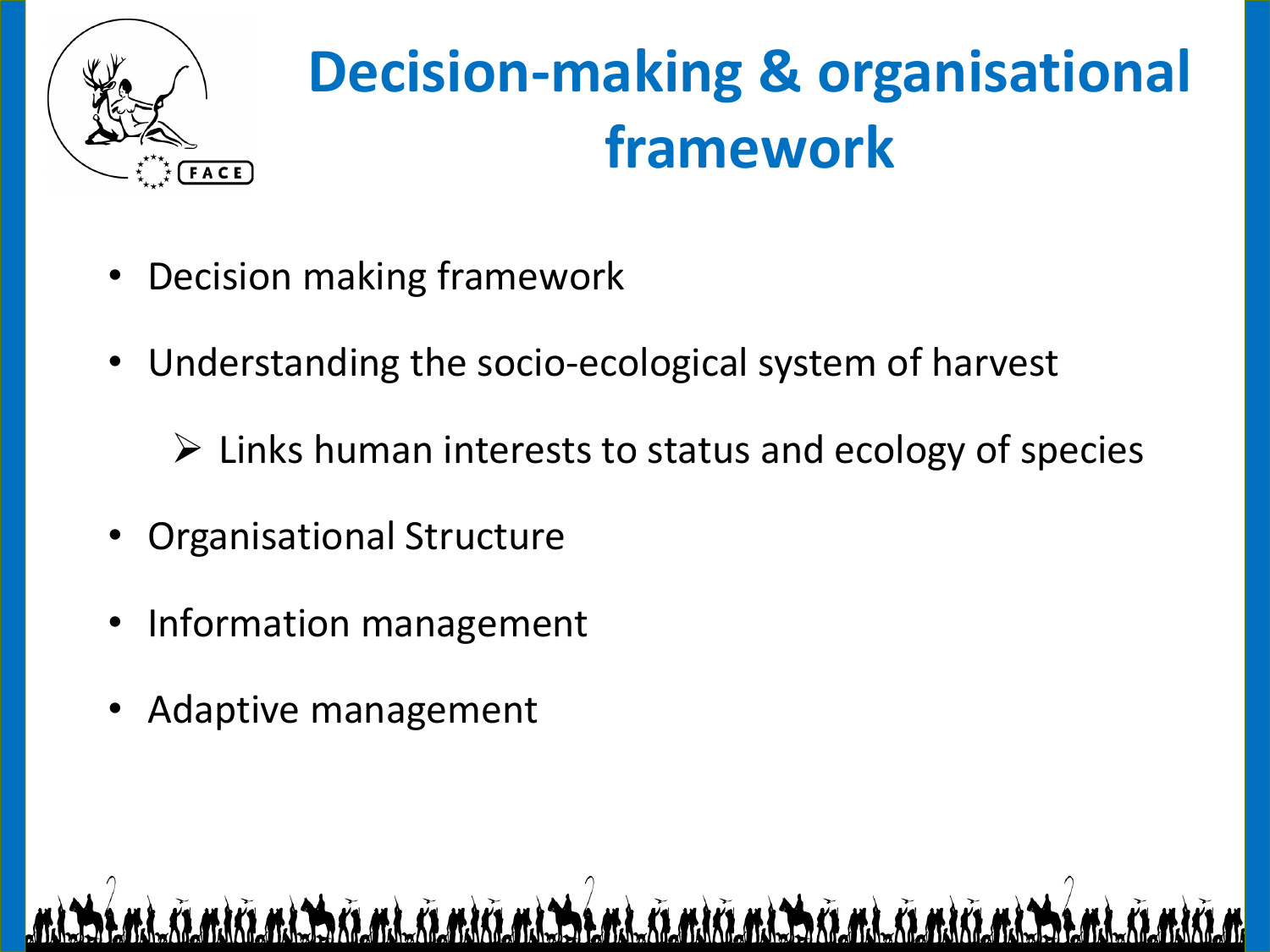# Decision-making & organisational framework

- Decision making framework
- Understanding the socio-ecological system of harvest
  - Links human interests to status and ecology of species
- Organisational Structure
- Information management
- Adaptive management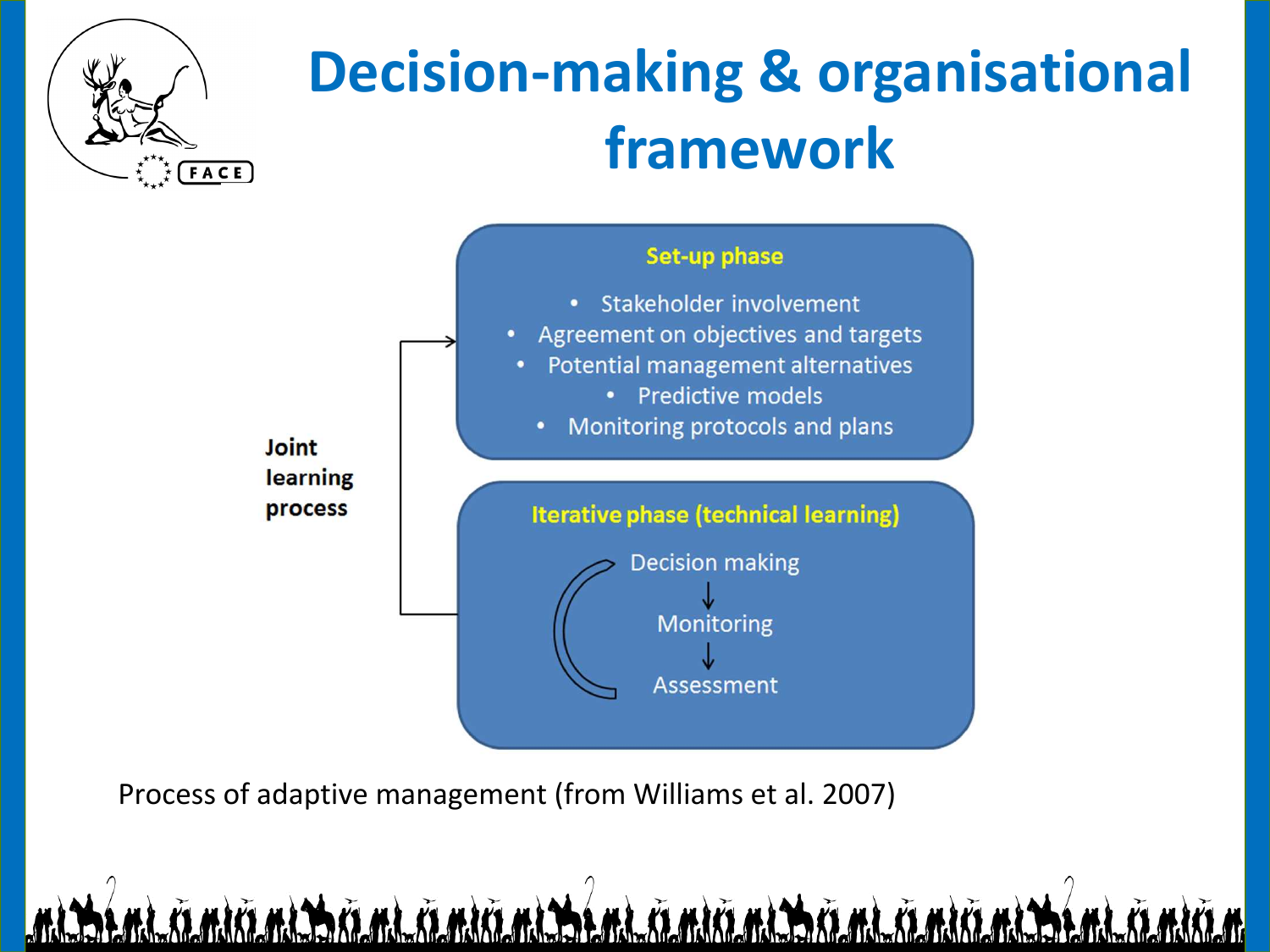# Decision-making & organisational framework

**Joint learning process**

**Set-up phase**

- Stakeholder involvement
- Agreement on objectives and targets
- Potential management alternatives
- Predictive models
- Monitoring protocols and plans

**Iterative phase (technical learning)**

Decision making
↓
Monitoring
↓
Assessment

Process of adaptive management (from Williams et al. 2007)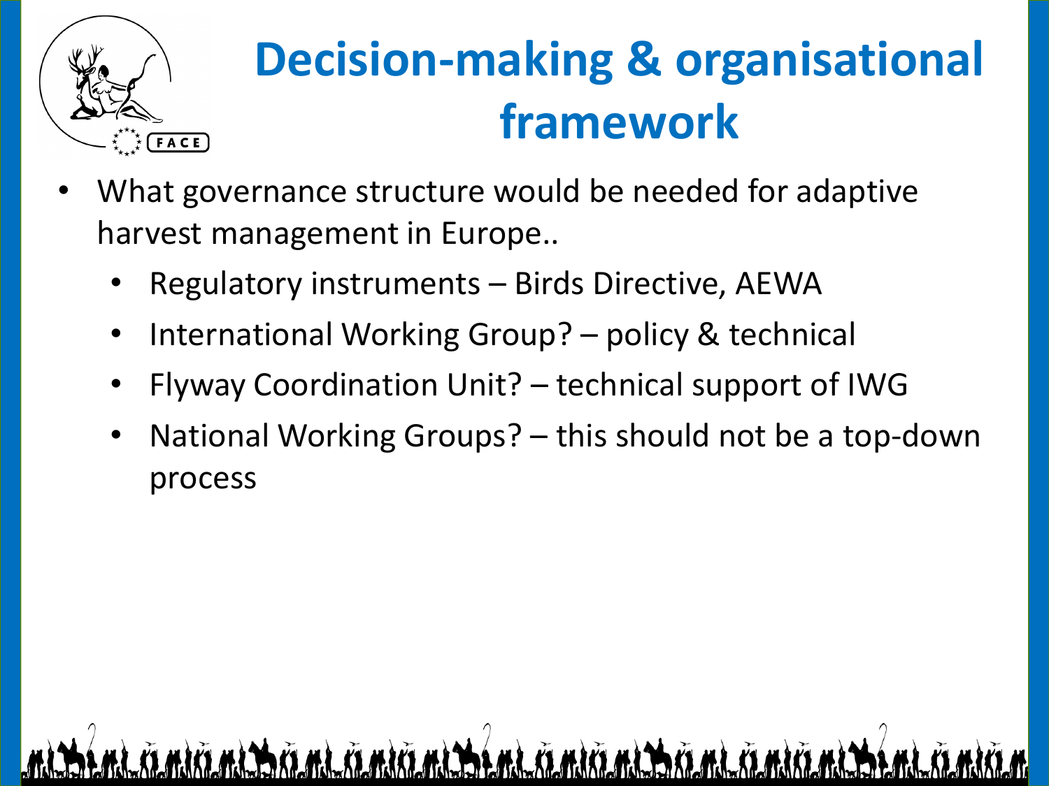# Decision-making & organisational framework

- What governance structure would be needed for adaptive harvest management in Europe..
  - Regulatory instruments – Birds Directive, AEWA
  - International Working Group? – policy & technical
  - Flyway Coordination Unit? – technical support of IWG
  - National Working Groups? – this should not be a top-down process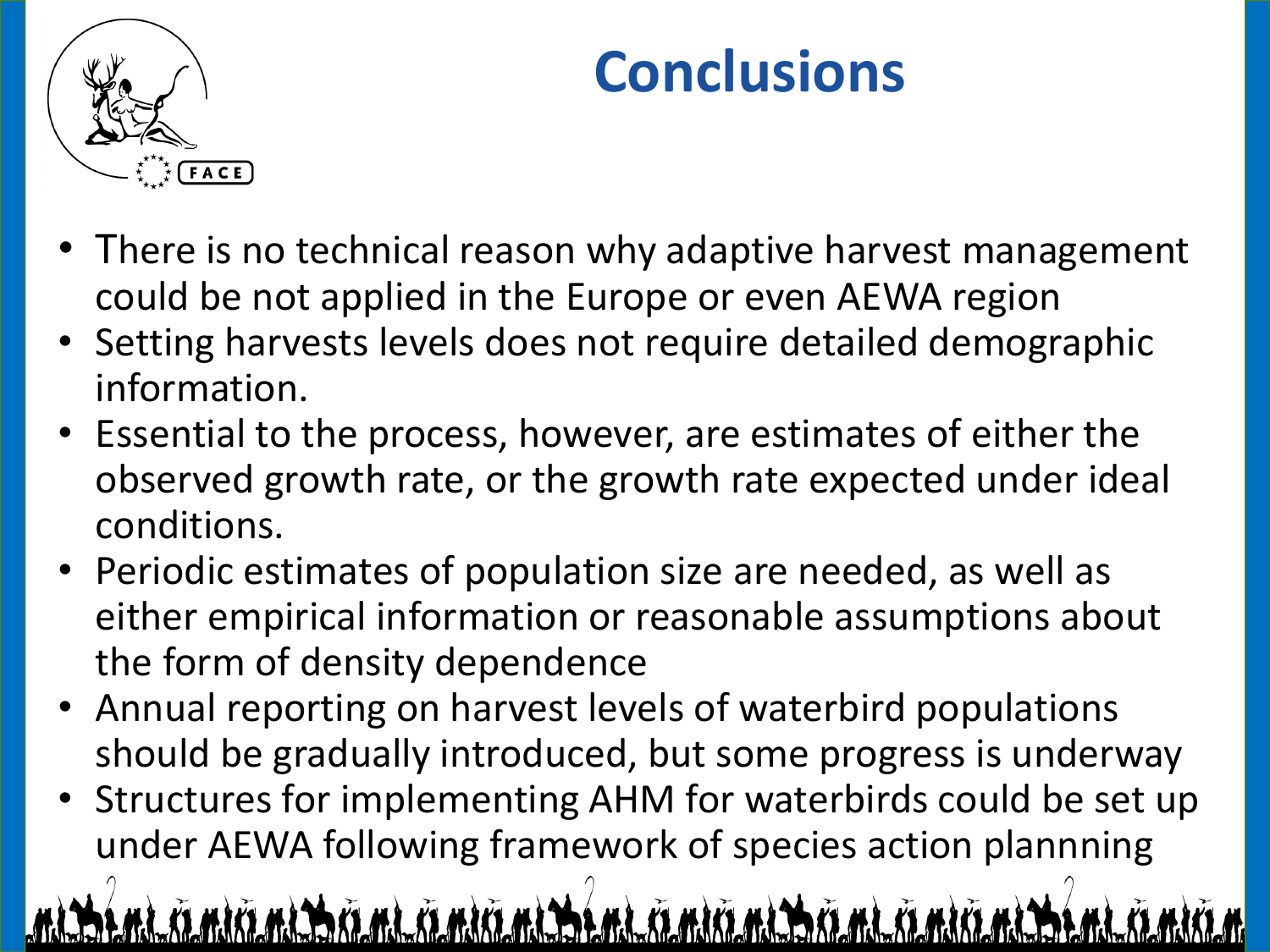# Conclusions

- There is no technical reason why adaptive harvest management could be not applied in the Europe or even AEWA region
- Setting harvests levels does not require detailed demographic information.
- Essential to the process, however, are estimates of either the observed growth rate, or the growth rate expected under ideal conditions.
- Periodic estimates of population size are needed, as well as either empirical information or reasonable assumptions about the form of density dependence
- Annual reporting on harvest levels of waterbird populations should be gradually introduced, but some progress is underway
- Structures for implementing AHM for waterbirds could be set up under AEWA following framework of species action plannning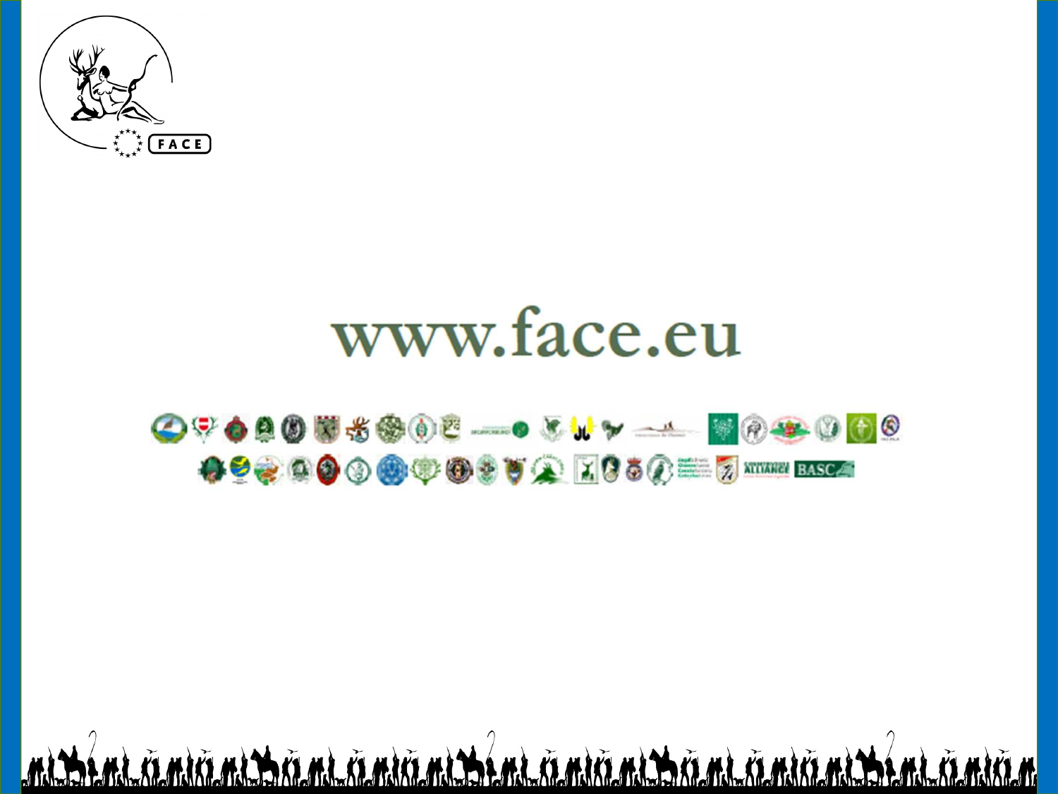www.face.eu